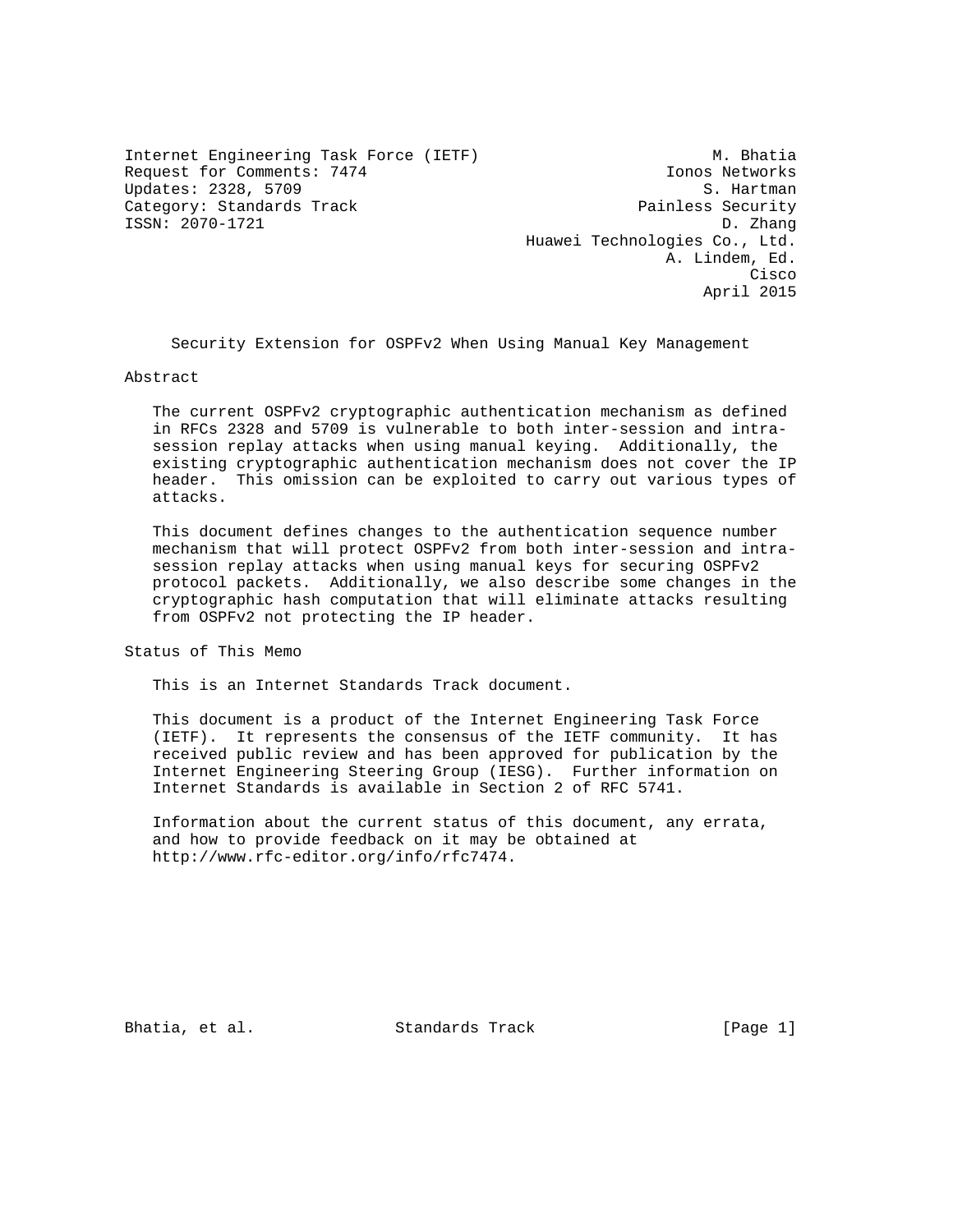Internet Engineering Task Force (IETF) M. Bhatia
Request for Comments: 7474 Ionos Networks
Updates: 2328, 5709 S. Hartman
Category: Standards Track Painless Security
ISSN: 2070-1721 D. Zhang
Huawei Technologies Co., Ltd.
A. Lindem, Ed.
Cisco
April 2015

# Security Extension for OSPFv2 When Using Manual Key Management

## Abstract

The current OSPFv2 cryptographic authentication mechanism as defined in RFCs 2328 and 5709 is vulnerable to both inter-session and intra-session replay attacks when using manual keying. Additionally, the existing cryptographic authentication mechanism does not cover the IP header. This omission can be exploited to carry out various types of attacks.

This document defines changes to the authentication sequence number mechanism that will protect OSPFv2 from both inter-session and intra-session replay attacks when using manual keys for securing OSPFv2 protocol packets. Additionally, we also describe some changes in the cryptographic hash computation that will eliminate attacks resulting from OSPFv2 not protecting the IP header.

## Status of This Memo

This is an Internet Standards Track document.

This document is a product of the Internet Engineering Task Force (IETF). It represents the consensus of the IETF community. It has received public review and has been approved for publication by the Internet Engineering Steering Group (IESG). Further information on Internet Standards is available in Section 2 of RFC 5741.

Information about the current status of this document, any errata, and how to provide feedback on it may be obtained at http://www.rfc-editor.org/info/rfc7474.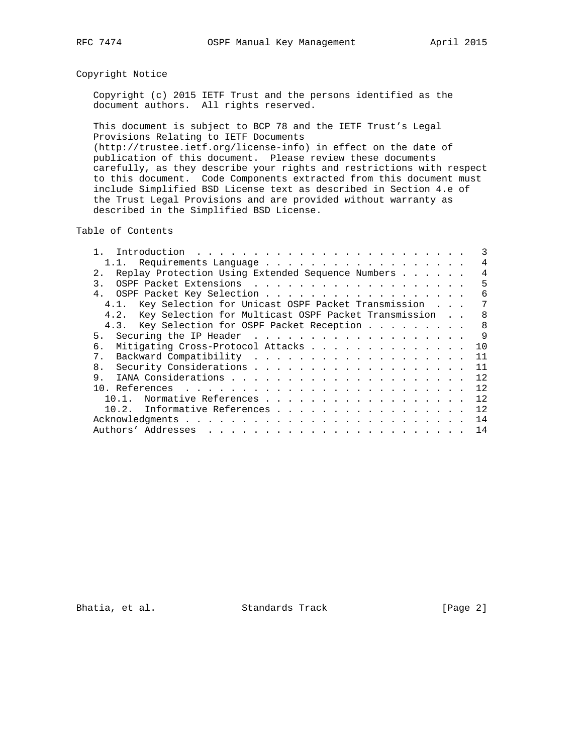## Copyright Notice

Copyright (c) 2015 IETF Trust and the persons identified as the document authors. All rights reserved.

This document is subject to BCP 78 and the IETF Trust's Legal Provisions Relating to IETF Documents (http://trustee.ietf.org/license-info) in effect on the date of publication of this document. Please review these documents carefully, as they describe your rights and restrictions with respect to this document. Code Components extracted from this document must include Simplified BSD License text as described in Section 4.e of the Trust Legal Provisions and are provided without warranty as described in the Simplified BSD License.

## Table of Contents

```
   1.  Introduction  . . . . . . . . . . . . . . . . . . . . . . . .   3
     1.1.  Requirements Language . . . . . . . . . . . . . . . . . .   4
   2.  Replay Protection Using Extended Sequence Numbers . . . . . .   4
   3.  OSPF Packet Extensions  . . . . . . . . . . . . . . . . . . .   5
   4.  OSPF Packet Key Selection . . . . . . . . . . . . . . . . . .   6
     4.1.  Key Selection for Unicast OSPF Packet Transmission  . . .   7
     4.2.  Key Selection for Multicast OSPF Packet Transmission  . .   8
     4.3.  Key Selection for OSPF Packet Reception . . . . . . . . .   8
   5.  Securing the IP Header  . . . . . . . . . . . . . . . . . . .   9
   6.  Mitigating Cross-Protocol Attacks . . . . . . . . . . . . . .  10
   7.  Backward Compatibility  . . . . . . . . . . . . . . . . . . .  11
   8.  Security Considerations . . . . . . . . . . . . . . . . . . .  11
   9.  IANA Considerations . . . . . . . . . . . . . . . . . . . . .  12
   10. References  . . . . . . . . . . . . . . . . . . . . . . . . .  12
     10.1.  Normative References . . . . . . . . . . . . . . . . . .  12
     10.2.  Informative References . . . . . . . . . . . . . . . . .  12
   Acknowledgments . . . . . . . . . . . . . . . . . . . . . . . . .  14
   Authors' Addresses  . . . . . . . . . . . . . . . . . . . . . . .  14
```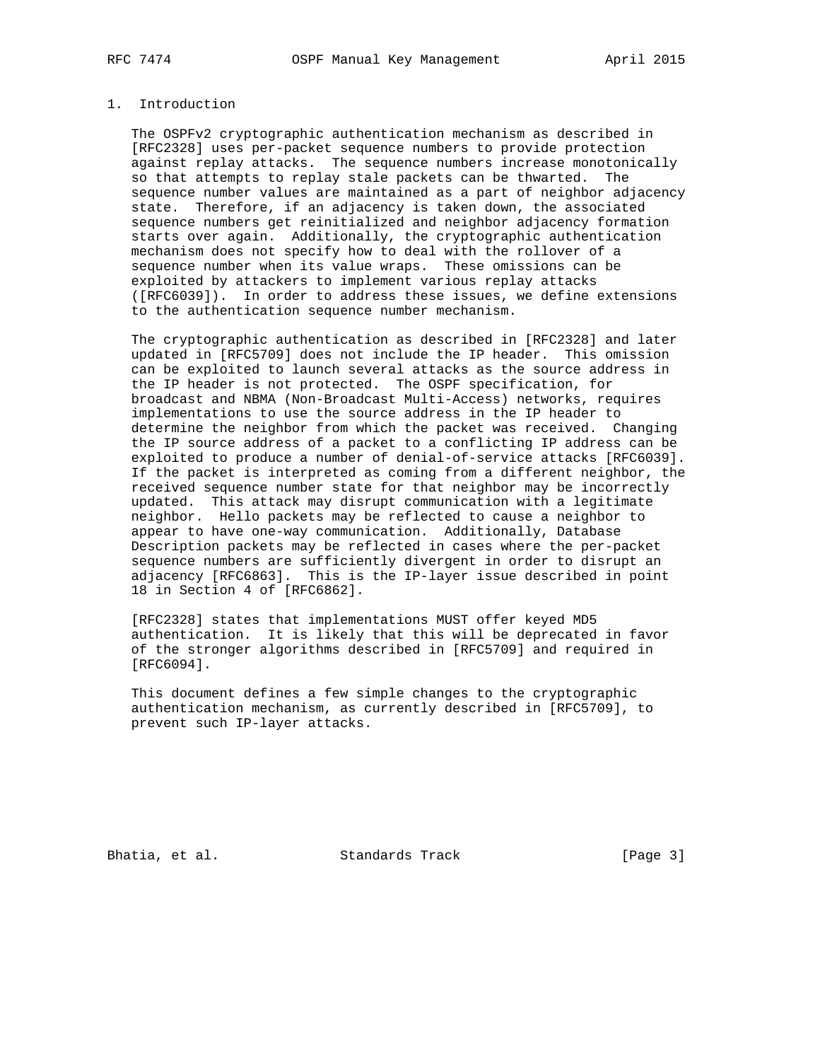# 1. Introduction

The OSPFv2 cryptographic authentication mechanism as described in [RFC2328] uses per-packet sequence numbers to provide protection against replay attacks. The sequence numbers increase monotonically so that attempts to replay stale packets can be thwarted. The sequence number values are maintained as a part of neighbor adjacency state. Therefore, if an adjacency is taken down, the associated sequence numbers get reinitialized and neighbor adjacency formation starts over again. Additionally, the cryptographic authentication mechanism does not specify how to deal with the rollover of a sequence number when its value wraps. These omissions can be exploited by attackers to implement various replay attacks ([RFC6039]). In order to address these issues, we define extensions to the authentication sequence number mechanism.

The cryptographic authentication as described in [RFC2328] and later updated in [RFC5709] does not include the IP header. This omission can be exploited to launch several attacks as the source address in the IP header is not protected. The OSPF specification, for broadcast and NBMA (Non-Broadcast Multi-Access) networks, requires implementations to use the source address in the IP header to determine the neighbor from which the packet was received. Changing the IP source address of a packet to a conflicting IP address can be exploited to produce a number of denial-of-service attacks [RFC6039]. If the packet is interpreted as coming from a different neighbor, the received sequence number state for that neighbor may be incorrectly updated. This attack may disrupt communication with a legitimate neighbor. Hello packets may be reflected to cause a neighbor to appear to have one-way communication. Additionally, Database Description packets may be reflected in cases where the per-packet sequence numbers are sufficiently divergent in order to disrupt an adjacency [RFC6863]. This is the IP-layer issue described in point 18 in Section 4 of [RFC6862].

[RFC2328] states that implementations MUST offer keyed MD5 authentication. It is likely that this will be deprecated in favor of the stronger algorithms described in [RFC5709] and required in [RFC6094].

This document defines a few simple changes to the cryptographic authentication mechanism, as currently described in [RFC5709], to prevent such IP-layer attacks.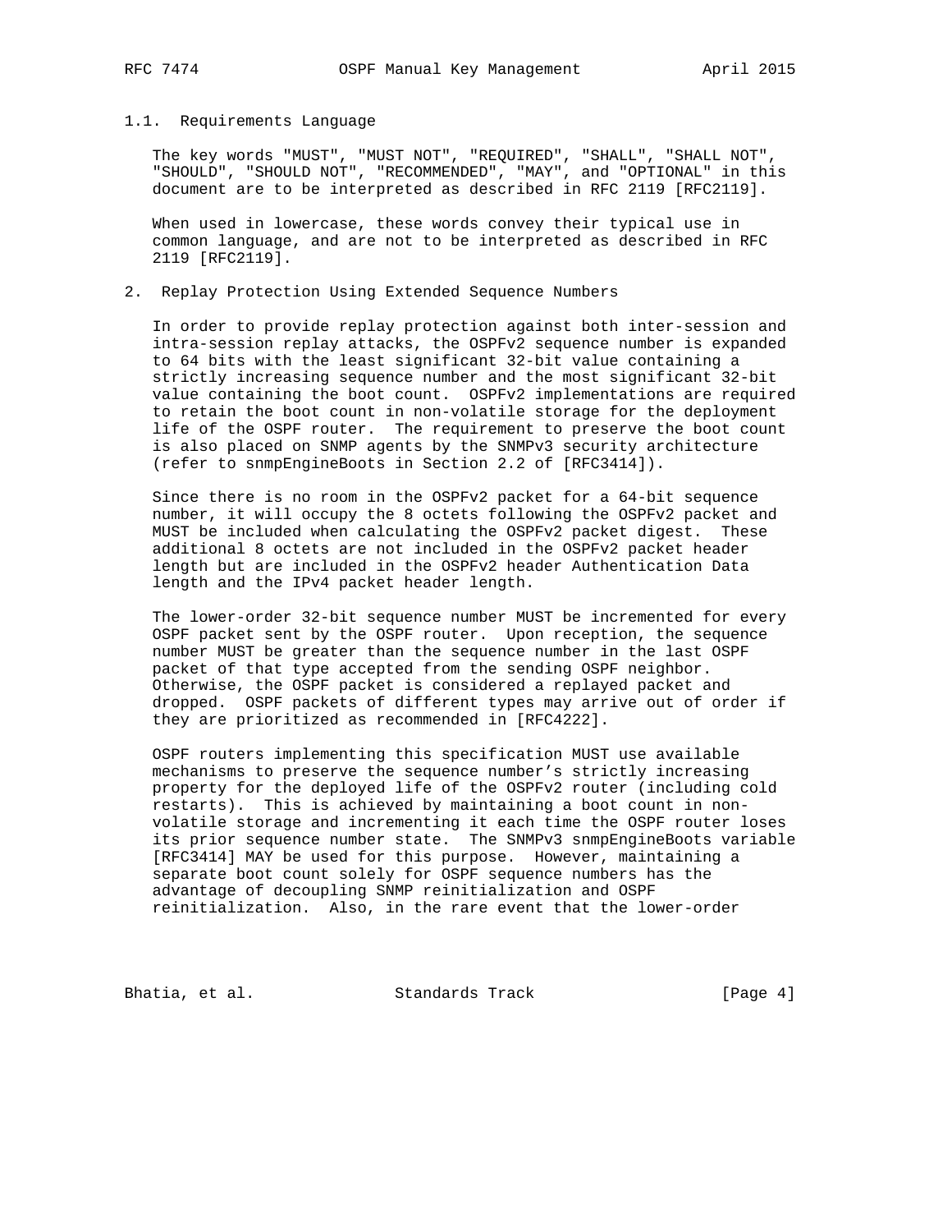### 1.1. Requirements Language

The key words "MUST", "MUST NOT", "REQUIRED", "SHALL", "SHALL NOT", "SHOULD", "SHOULD NOT", "RECOMMENDED", "MAY", and "OPTIONAL" in this document are to be interpreted as described in RFC 2119 [RFC2119].

When used in lowercase, these words convey their typical use in common language, and are not to be interpreted as described in RFC 2119 [RFC2119].

## 2. Replay Protection Using Extended Sequence Numbers

In order to provide replay protection against both inter-session and intra-session replay attacks, the OSPFv2 sequence number is expanded to 64 bits with the least significant 32-bit value containing a strictly increasing sequence number and the most significant 32-bit value containing the boot count. OSPFv2 implementations are required to retain the boot count in non-volatile storage for the deployment life of the OSPF router. The requirement to preserve the boot count is also placed on SNMP agents by the SNMPv3 security architecture (refer to snmpEngineBoots in Section 2.2 of [RFC3414]).

Since there is no room in the OSPFv2 packet for a 64-bit sequence number, it will occupy the 8 octets following the OSPFv2 packet and MUST be included when calculating the OSPFv2 packet digest. These additional 8 octets are not included in the OSPFv2 packet header length but are included in the OSPFv2 header Authentication Data length and the IPv4 packet header length.

The lower-order 32-bit sequence number MUST be incremented for every OSPF packet sent by the OSPF router. Upon reception, the sequence number MUST be greater than the sequence number in the last OSPF packet of that type accepted from the sending OSPF neighbor. Otherwise, the OSPF packet is considered a replayed packet and dropped. OSPF packets of different types may arrive out of order if they are prioritized as recommended in [RFC4222].

OSPF routers implementing this specification MUST use available mechanisms to preserve the sequence number's strictly increasing property for the deployed life of the OSPFv2 router (including cold restarts). This is achieved by maintaining a boot count in non-volatile storage and incrementing it each time the OSPF router loses its prior sequence number state. The SNMPv3 snmpEngineBoots variable [RFC3414] MAY be used for this purpose. However, maintaining a separate boot count solely for OSPF sequence numbers has the advantage of decoupling SNMP reinitialization and OSPF reinitialization. Also, in the rare event that the lower-order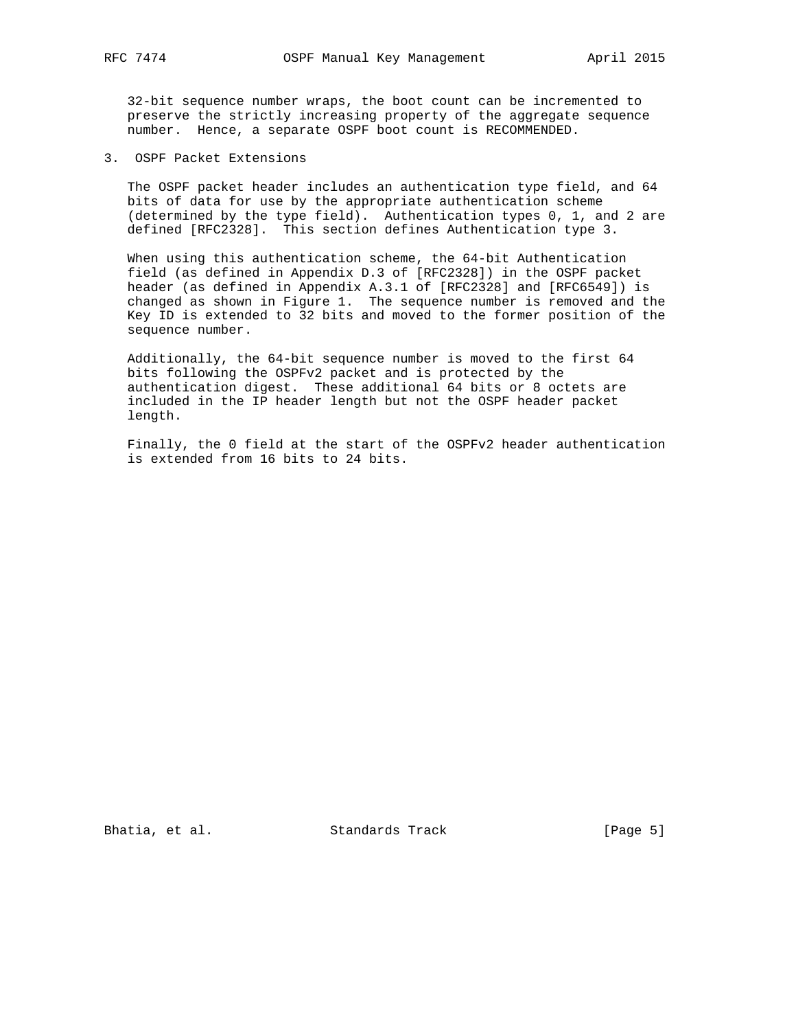32-bit sequence number wraps, the boot count can be incremented to preserve the strictly increasing property of the aggregate sequence number. Hence, a separate OSPF boot count is RECOMMENDED.

## 3. OSPF Packet Extensions

The OSPF packet header includes an authentication type field, and 64 bits of data for use by the appropriate authentication scheme (determined by the type field). Authentication types 0, 1, and 2 are defined [RFC2328]. This section defines Authentication type 3.

When using this authentication scheme, the 64-bit Authentication field (as defined in Appendix D.3 of [RFC2328]) in the OSPF packet header (as defined in Appendix A.3.1 of [RFC2328] and [RFC6549]) is changed as shown in Figure 1. The sequence number is removed and the Key ID is extended to 32 bits and moved to the former position of the sequence number.

Additionally, the 64-bit sequence number is moved to the first 64 bits following the OSPFv2 packet and is protected by the authentication digest. These additional 64 bits or 8 octets are included in the IP header length but not the OSPF header packet length.

Finally, the 0 field at the start of the OSPFv2 header authentication is extended from 16 bits to 24 bits.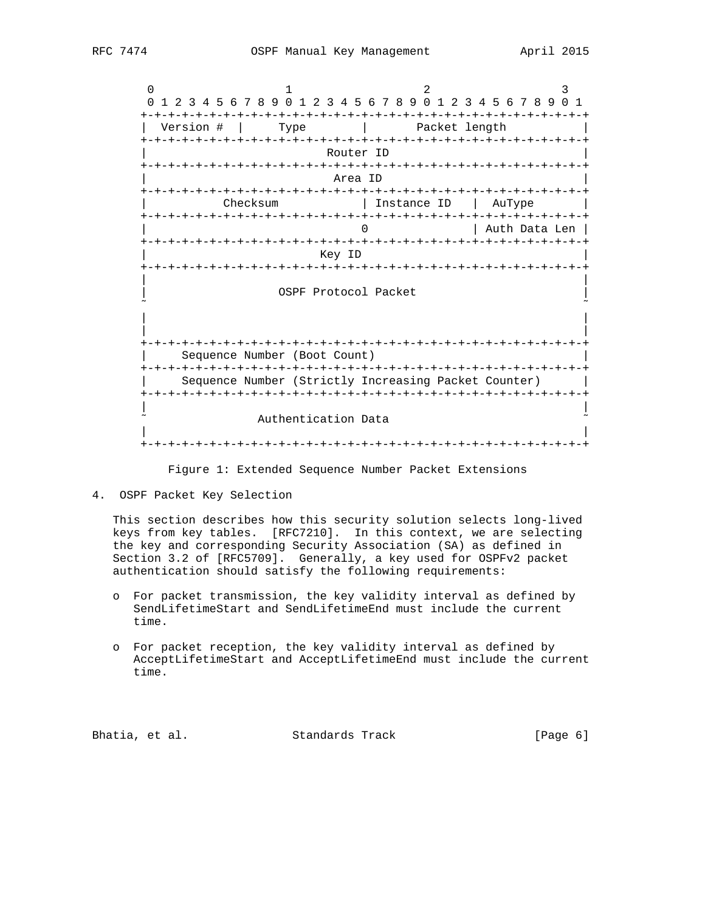```
 0                   1                   2                   3
 0 1 2 3 4 5 6 7 8 9 0 1 2 3 4 5 6 7 8 9 0 1 2 3 4 5 6 7 8 9 0 1
+-+-+-+-+-+-+-+-+-+-+-+-+-+-+-+-+-+-+-+-+-+-+-+-+-+-+-+-+-+-+-+-+
|  Version #  |     Type       |       Packet length             |
+-+-+-+-+-+-+-+-+-+-+-+-+-+-+-+-+-+-+-+-+-+-+-+-+-+-+-+-+-+-+-+-+
|                          Router ID                             |
+-+-+-+-+-+-+-+-+-+-+-+-+-+-+-+-+-+-+-+-+-+-+-+-+-+-+-+-+-+-+-+-+
|                           Area ID                              |
+-+-+-+-+-+-+-+-+-+-+-+-+-+-+-+-+-+-+-+-+-+-+-+-+-+-+-+-+-+-+-+-+
|           Checksum           | Instance ID   |  AuType         |
+-+-+-+-+-+-+-+-+-+-+-+-+-+-+-+-+-+-+-+-+-+-+-+-+-+-+-+-+-+-+-+-+
|                              0               | Auth Data Len   |
+-+-+-+-+-+-+-+-+-+-+-+-+-+-+-+-+-+-+-+-+-+-+-+-+-+-+-+-+-+-+-+-+
|                          Key ID                                |
+-+-+-+-+-+-+-+-+-+-+-+-+-+-+-+-+-+-+-+-+-+-+-+-+-+-+-+-+-+-+-+-+
|                                                                |
|                    OSPF Protocol Packet                        |
~                                                                ~
|                                                                |
|                                                                |
+-+-+-+-+-+-+-+-+-+-+-+-+-+-+-+-+-+-+-+-+-+-+-+-+-+-+-+-+-+-+-+-+
|     Sequence Number (Boot Count)                               |
+-+-+-+-+-+-+-+-+-+-+-+-+-+-+-+-+-+-+-+-+-+-+-+-+-+-+-+-+-+-+-+-+
|     Sequence Number (Strictly Increasing Packet Counter)      |
+-+-+-+-+-+-+-+-+-+-+-+-+-+-+-+-+-+-+-+-+-+-+-+-+-+-+-+-+-+-+-+-+
|                                                                |
~                 Authentication Data                            ~
|                                                                |
+-+-+-+-+-+-+-+-+-+-+-+-+-+-+-+-+-+-+-+-+-+-+-+-+-+-+-+-+-+-+-+-+
```

Figure 1: Extended Sequence Number Packet Extensions

## 4. OSPF Packet Key Selection

This section describes how this security solution selects long-lived keys from key tables. [RFC7210]. In this context, we are selecting the key and corresponding Security Association (SA) as defined in Section 3.2 of [RFC5709]. Generally, a key used for OSPFv2 packet authentication should satisfy the following requirements:

- For packet transmission, the key validity interval as defined by SendLifetimeStart and SendLifetimeEnd must include the current time.
- For packet reception, the key validity interval as defined by AcceptLifetimeStart and AcceptLifetimeEnd must include the current time.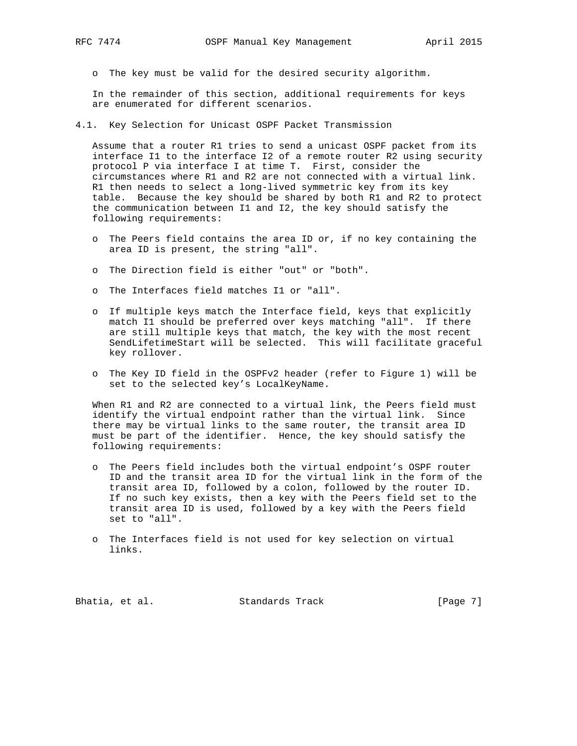- The key must be valid for the desired security algorithm.

In the remainder of this section, additional requirements for keys are enumerated for different scenarios.

## 4.1. Key Selection for Unicast OSPF Packet Transmission

Assume that a router R1 tries to send a unicast OSPF packet from its interface I1 to the interface I2 of a remote router R2 using security protocol P via interface I at time T. First, consider the circumstances where R1 and R2 are not connected with a virtual link. R1 then needs to select a long-lived symmetric key from its key table. Because the key should be shared by both R1 and R2 to protect the communication between I1 and I2, the key should satisfy the following requirements:

- The Peers field contains the area ID or, if no key containing the area ID is present, the string "all".
- The Direction field is either "out" or "both".
- The Interfaces field matches I1 or "all".
- If multiple keys match the Interface field, keys that explicitly match I1 should be preferred over keys matching "all". If there are still multiple keys that match, the key with the most recent SendLifetimeStart will be selected. This will facilitate graceful key rollover.
- The Key ID field in the OSPFv2 header (refer to Figure 1) will be set to the selected key's LocalKeyName.

When R1 and R2 are connected to a virtual link, the Peers field must identify the virtual endpoint rather than the virtual link. Since there may be virtual links to the same router, the transit area ID must be part of the identifier. Hence, the key should satisfy the following requirements:

- The Peers field includes both the virtual endpoint's OSPF router ID and the transit area ID for the virtual link in the form of the transit area ID, followed by a colon, followed by the router ID. If no such key exists, then a key with the Peers field set to the transit area ID is used, followed by a key with the Peers field set to "all".
- The Interfaces field is not used for key selection on virtual links.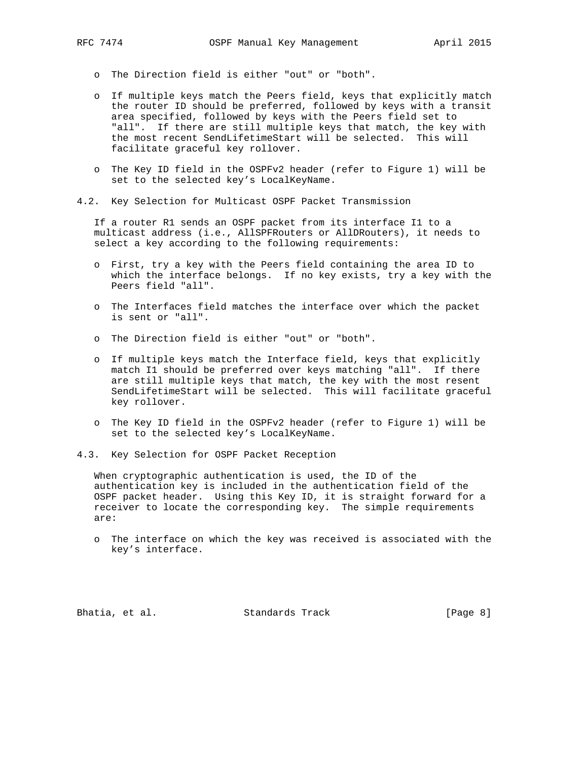- The Direction field is either "out" or "both".
- If multiple keys match the Peers field, keys that explicitly match the router ID should be preferred, followed by keys with a transit area specified, followed by keys with the Peers field set to "all". If there are still multiple keys that match, the key with the most recent SendLifetimeStart will be selected. This will facilitate graceful key rollover.
- The Key ID field in the OSPFv2 header (refer to Figure 1) will be set to the selected key's LocalKeyName.

### 4.2. Key Selection for Multicast OSPF Packet Transmission

If a router R1 sends an OSPF packet from its interface I1 to a multicast address (i.e., AllSPFRouters or AllDRouters), it needs to select a key according to the following requirements:

- First, try a key with the Peers field containing the area ID to which the interface belongs. If no key exists, try a key with the Peers field "all".
- The Interfaces field matches the interface over which the packet is sent or "all".
- The Direction field is either "out" or "both".
- If multiple keys match the Interface field, keys that explicitly match I1 should be preferred over keys matching "all". If there are still multiple keys that match, the key with the most resent SendLifetimeStart will be selected. This will facilitate graceful key rollover.
- The Key ID field in the OSPFv2 header (refer to Figure 1) will be set to the selected key's LocalKeyName.

### 4.3. Key Selection for OSPF Packet Reception

When cryptographic authentication is used, the ID of the authentication key is included in the authentication field of the OSPF packet header. Using this Key ID, it is straight forward for a receiver to locate the corresponding key. The simple requirements are:

- The interface on which the key was received is associated with the key's interface.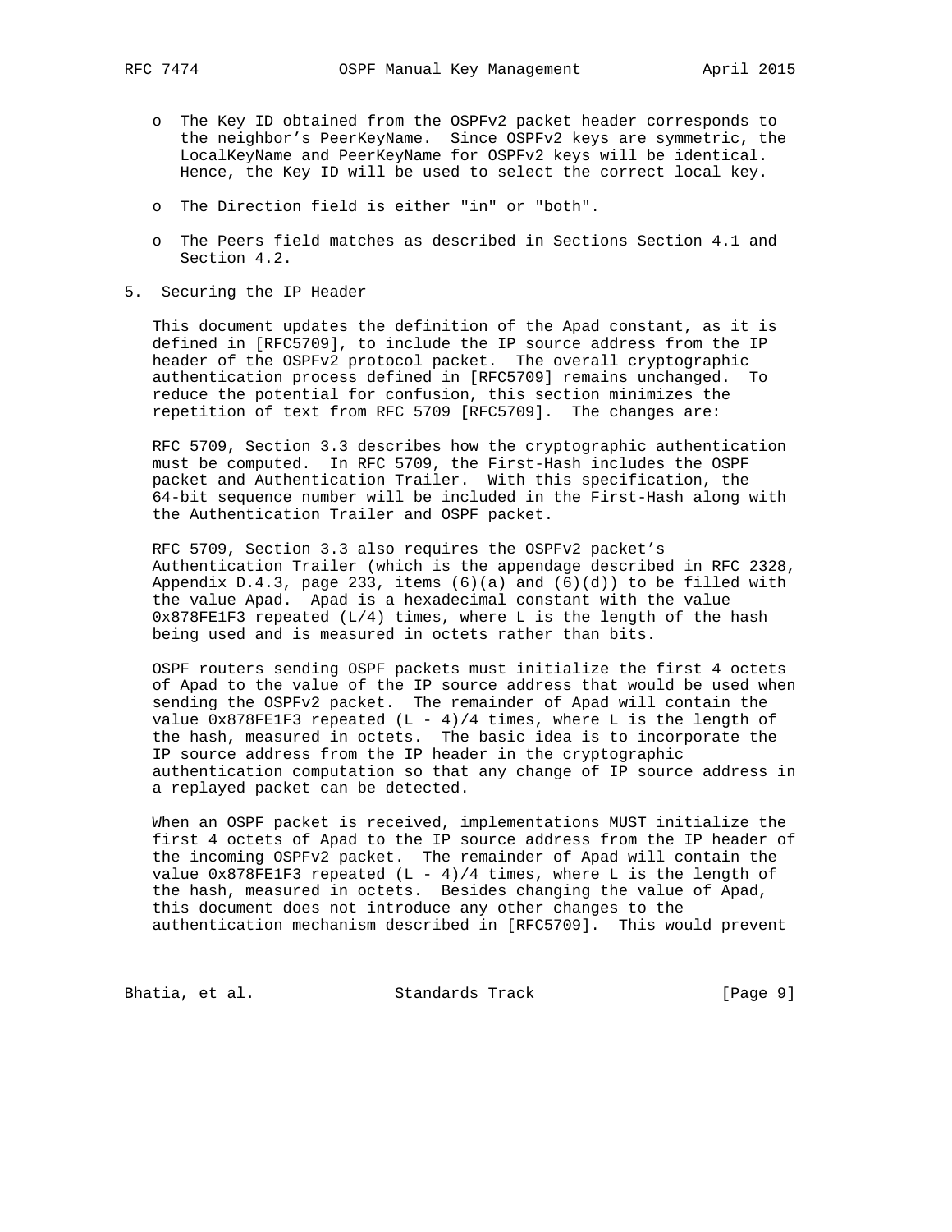- The Key ID obtained from the OSPFv2 packet header corresponds to the neighbor's PeerKeyName. Since OSPFv2 keys are symmetric, the LocalKeyName and PeerKeyName for OSPFv2 keys will be identical. Hence, the Key ID will be used to select the correct local key.
- The Direction field is either "in" or "both".
- The Peers field matches as described in Sections Section 4.1 and Section 4.2.

## 5. Securing the IP Header

This document updates the definition of the Apad constant, as it is defined in [RFC5709], to include the IP source address from the IP header of the OSPFv2 protocol packet. The overall cryptographic authentication process defined in [RFC5709] remains unchanged. To reduce the potential for confusion, this section minimizes the repetition of text from RFC 5709 [RFC5709]. The changes are:

RFC 5709, Section 3.3 describes how the cryptographic authentication must be computed. In RFC 5709, the First-Hash includes the OSPF packet and Authentication Trailer. With this specification, the 64-bit sequence number will be included in the First-Hash along with the Authentication Trailer and OSPF packet.

RFC 5709, Section 3.3 also requires the OSPFv2 packet's Authentication Trailer (which is the appendage described in RFC 2328, Appendix D.4.3, page 233, items (6)(a) and (6)(d)) to be filled with the value Apad. Apad is a hexadecimal constant with the value 0x878FE1F3 repeated (L/4) times, where L is the length of the hash being used and is measured in octets rather than bits.

OSPF routers sending OSPF packets must initialize the first 4 octets of Apad to the value of the IP source address that would be used when sending the OSPFv2 packet. The remainder of Apad will contain the value 0x878FE1F3 repeated (L - 4)/4 times, where L is the length of the hash, measured in octets. The basic idea is to incorporate the IP source address from the IP header in the cryptographic authentication computation so that any change of IP source address in a replayed packet can be detected.

When an OSPF packet is received, implementations MUST initialize the first 4 octets of Apad to the IP source address from the IP header of the incoming OSPFv2 packet. The remainder of Apad will contain the value 0x878FE1F3 repeated (L - 4)/4 times, where L is the length of the hash, measured in octets. Besides changing the value of Apad, this document does not introduce any other changes to the authentication mechanism described in [RFC5709]. This would prevent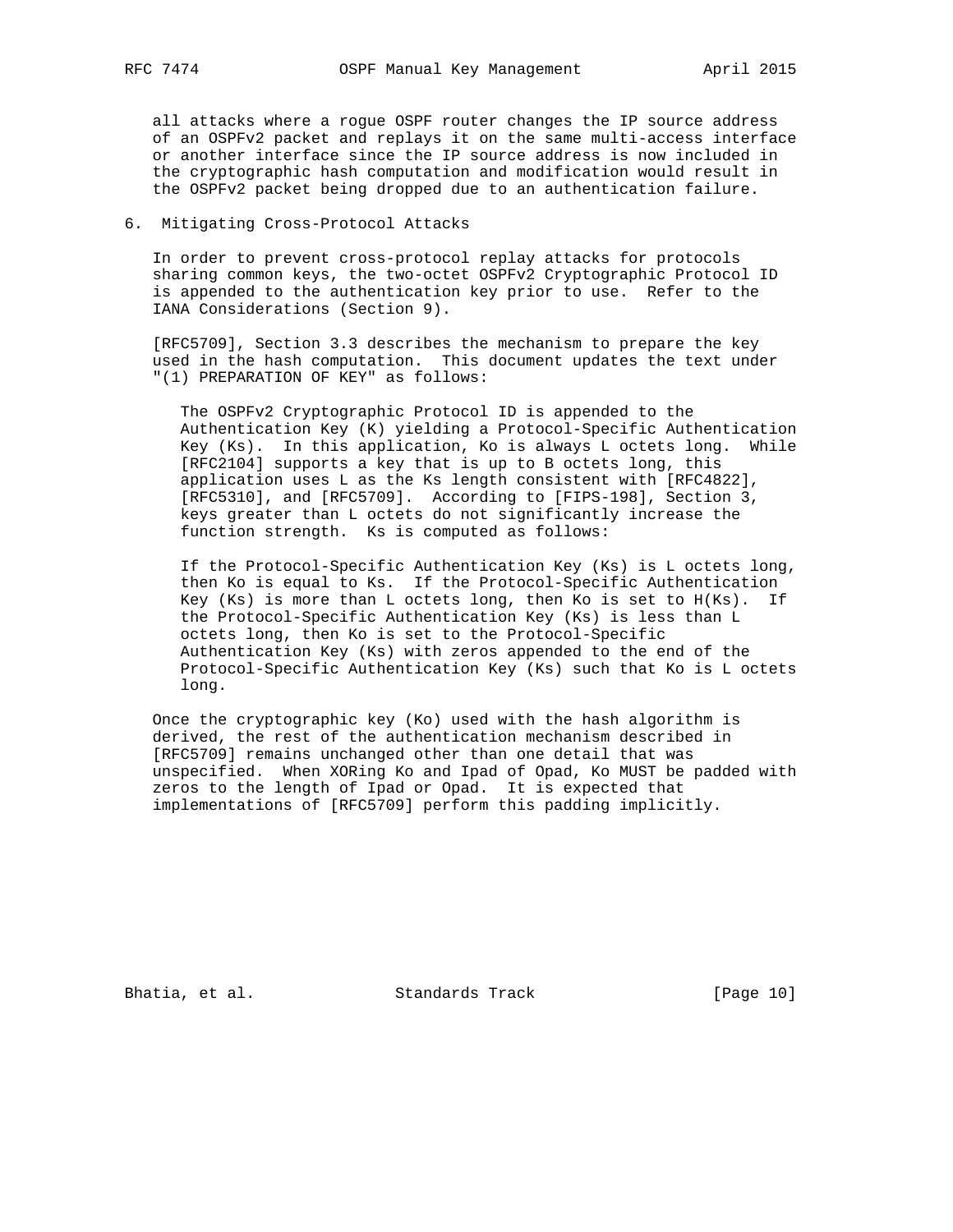all attacks where a rogue OSPF router changes the IP source address of an OSPFv2 packet and replays it on the same multi-access interface or another interface since the IP source address is now included in the cryptographic hash computation and modification would result in the OSPFv2 packet being dropped due to an authentication failure.

## 6. Mitigating Cross-Protocol Attacks

In order to prevent cross-protocol replay attacks for protocols sharing common keys, the two-octet OSPFv2 Cryptographic Protocol ID is appended to the authentication key prior to use. Refer to the IANA Considerations (Section 9).

[RFC5709], Section 3.3 describes the mechanism to prepare the key used in the hash computation. This document updates the text under "(1) PREPARATION OF KEY" as follows:

> The OSPFv2 Cryptographic Protocol ID is appended to the Authentication Key (K) yielding a Protocol-Specific Authentication Key (Ks). In this application, Ko is always L octets long. While [RFC2104] supports a key that is up to B octets long, this application uses L as the Ks length consistent with [RFC4822], [RFC5310], and [RFC5709]. According to [FIPS-198], Section 3, keys greater than L octets do not significantly increase the function strength. Ks is computed as follows:
>
> If the Protocol-Specific Authentication Key (Ks) is L octets long, then Ko is equal to Ks. If the Protocol-Specific Authentication Key (Ks) is more than L octets long, then Ko is set to H(Ks). If the Protocol-Specific Authentication Key (Ks) is less than L octets long, then Ko is set to the Protocol-Specific Authentication Key (Ks) with zeros appended to the end of the Protocol-Specific Authentication Key (Ks) such that Ko is L octets long.

Once the cryptographic key (Ko) used with the hash algorithm is derived, the rest of the authentication mechanism described in [RFC5709] remains unchanged other than one detail that was unspecified. When XORing Ko and Ipad of Opad, Ko MUST be padded with zeros to the length of Ipad or Opad. It is expected that implementations of [RFC5709] perform this padding implicitly.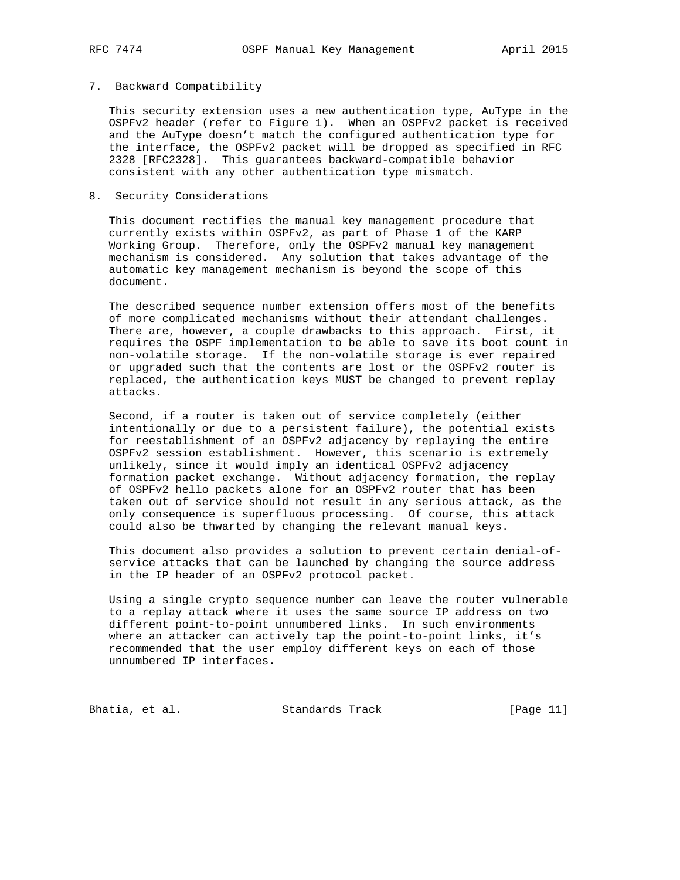## 7. Backward Compatibility

This security extension uses a new authentication type, AuType in the OSPFv2 header (refer to Figure 1). When an OSPFv2 packet is received and the AuType doesn't match the configured authentication type for the interface, the OSPFv2 packet will be dropped as specified in RFC 2328 [RFC2328]. This guarantees backward-compatible behavior consistent with any other authentication type mismatch.

## 8. Security Considerations

This document rectifies the manual key management procedure that currently exists within OSPFv2, as part of Phase 1 of the KARP Working Group. Therefore, only the OSPFv2 manual key management mechanism is considered. Any solution that takes advantage of the automatic key management mechanism is beyond the scope of this document.

The described sequence number extension offers most of the benefits of more complicated mechanisms without their attendant challenges. There are, however, a couple drawbacks to this approach. First, it requires the OSPF implementation to be able to save its boot count in non-volatile storage. If the non-volatile storage is ever repaired or upgraded such that the contents are lost or the OSPFv2 router is replaced, the authentication keys MUST be changed to prevent replay attacks.

Second, if a router is taken out of service completely (either intentionally or due to a persistent failure), the potential exists for reestablishment of an OSPFv2 adjacency by replaying the entire OSPFv2 session establishment. However, this scenario is extremely unlikely, since it would imply an identical OSPFv2 adjacency formation packet exchange. Without adjacency formation, the replay of OSPFv2 hello packets alone for an OSPFv2 router that has been taken out of service should not result in any serious attack, as the only consequence is superfluous processing. Of course, this attack could also be thwarted by changing the relevant manual keys.

This document also provides a solution to prevent certain denial-of-service attacks that can be launched by changing the source address in the IP header of an OSPFv2 protocol packet.

Using a single crypto sequence number can leave the router vulnerable to a replay attack where it uses the same source IP address on two different point-to-point unnumbered links. In such environments where an attacker can actively tap the point-to-point links, it's recommended that the user employ different keys on each of those unnumbered IP interfaces.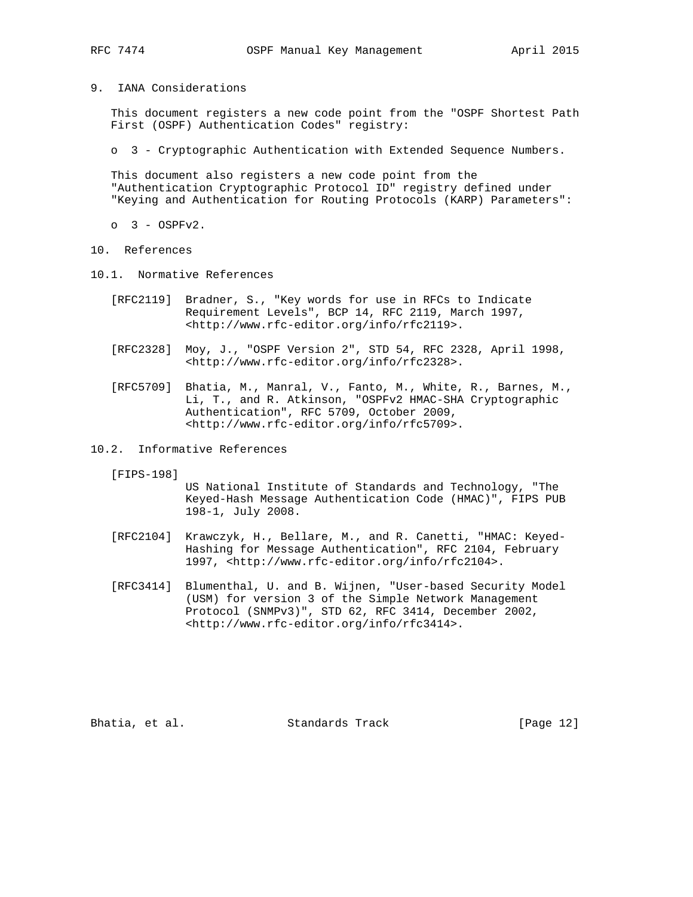## 9. IANA Considerations

This document registers a new code point from the "OSPF Shortest Path First (OSPF) Authentication Codes" registry:

- 3 - Cryptographic Authentication with Extended Sequence Numbers.

This document also registers a new code point from the "Authentication Cryptographic Protocol ID" registry defined under "Keying and Authentication for Routing Protocols (KARP) Parameters":

- 3 - OSPFv2.

## 10. References

### 10.1. Normative References

[RFC2119] Bradner, S., "Key words for use in RFCs to Indicate Requirement Levels", BCP 14, RFC 2119, March 1997, <http://www.rfc-editor.org/info/rfc2119>.

[RFC2328] Moy, J., "OSPF Version 2", STD 54, RFC 2328, April 1998, <http://www.rfc-editor.org/info/rfc2328>.

[RFC5709] Bhatia, M., Manral, V., Fanto, M., White, R., Barnes, M., Li, T., and R. Atkinson, "OSPFv2 HMAC-SHA Cryptographic Authentication", RFC 5709, October 2009, <http://www.rfc-editor.org/info/rfc5709>.

### 10.2. Informative References

[FIPS-198] US National Institute of Standards and Technology, "The Keyed-Hash Message Authentication Code (HMAC)", FIPS PUB 198-1, July 2008.

[RFC2104] Krawczyk, H., Bellare, M., and R. Canetti, "HMAC: Keyed-Hashing for Message Authentication", RFC 2104, February 1997, <http://www.rfc-editor.org/info/rfc2104>.

[RFC3414] Blumenthal, U. and B. Wijnen, "User-based Security Model (USM) for version 3 of the Simple Network Management Protocol (SNMPv3)", STD 62, RFC 3414, December 2002, <http://www.rfc-editor.org/info/rfc3414>.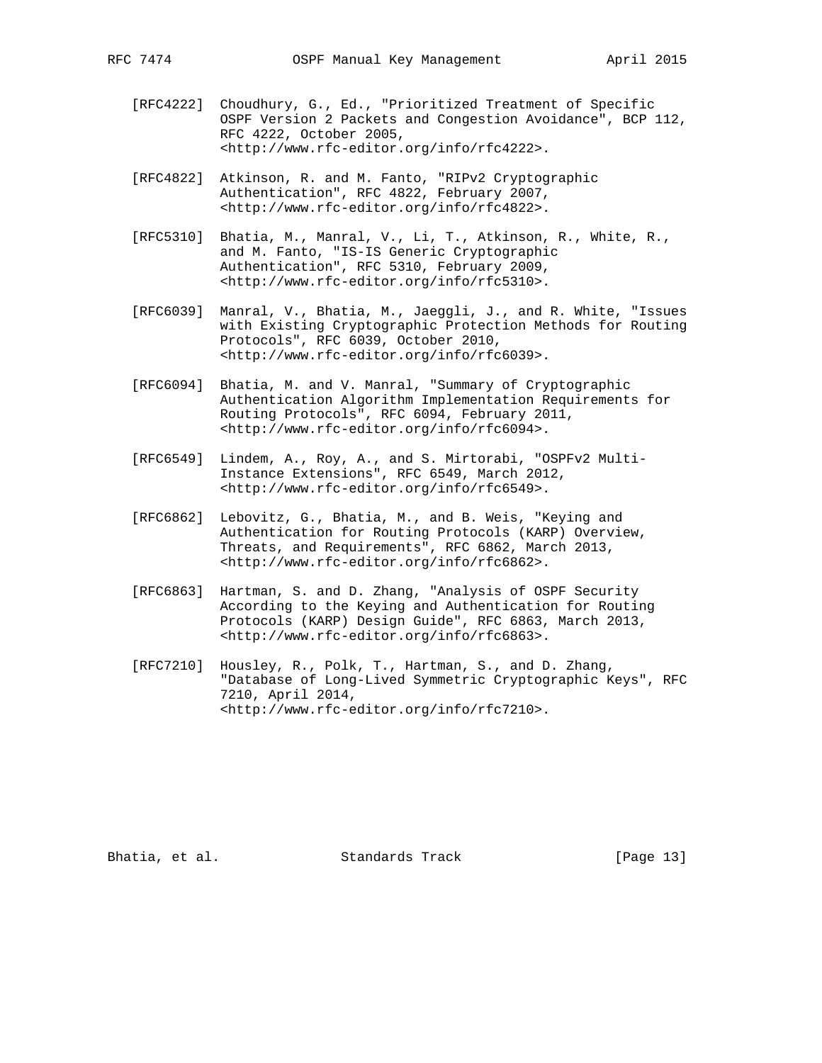[RFC4222] Choudhury, G., Ed., "Prioritized Treatment of Specific OSPF Version 2 Packets and Congestion Avoidance", BCP 112, RFC 4222, October 2005, <http://www.rfc-editor.org/info/rfc4222>.

[RFC4822] Atkinson, R. and M. Fanto, "RIPv2 Cryptographic Authentication", RFC 4822, February 2007, <http://www.rfc-editor.org/info/rfc4822>.

[RFC5310] Bhatia, M., Manral, V., Li, T., Atkinson, R., White, R., and M. Fanto, "IS-IS Generic Cryptographic Authentication", RFC 5310, February 2009, <http://www.rfc-editor.org/info/rfc5310>.

[RFC6039] Manral, V., Bhatia, M., Jaeggli, J., and R. White, "Issues with Existing Cryptographic Protection Methods for Routing Protocols", RFC 6039, October 2010, <http://www.rfc-editor.org/info/rfc6039>.

[RFC6094] Bhatia, M. and V. Manral, "Summary of Cryptographic Authentication Algorithm Implementation Requirements for Routing Protocols", RFC 6094, February 2011, <http://www.rfc-editor.org/info/rfc6094>.

[RFC6549] Lindem, A., Roy, A., and S. Mirtorabi, "OSPFv2 Multi-Instance Extensions", RFC 6549, March 2012, <http://www.rfc-editor.org/info/rfc6549>.

[RFC6862] Lebovitz, G., Bhatia, M., and B. Weis, "Keying and Authentication for Routing Protocols (KARP) Overview, Threats, and Requirements", RFC 6862, March 2013, <http://www.rfc-editor.org/info/rfc6862>.

[RFC6863] Hartman, S. and D. Zhang, "Analysis of OSPF Security According to the Keying and Authentication for Routing Protocols (KARP) Design Guide", RFC 6863, March 2013, <http://www.rfc-editor.org/info/rfc6863>.

[RFC7210] Housley, R., Polk, T., Hartman, S., and D. Zhang, "Database of Long-Lived Symmetric Cryptographic Keys", RFC 7210, April 2014, <http://www.rfc-editor.org/info/rfc7210>.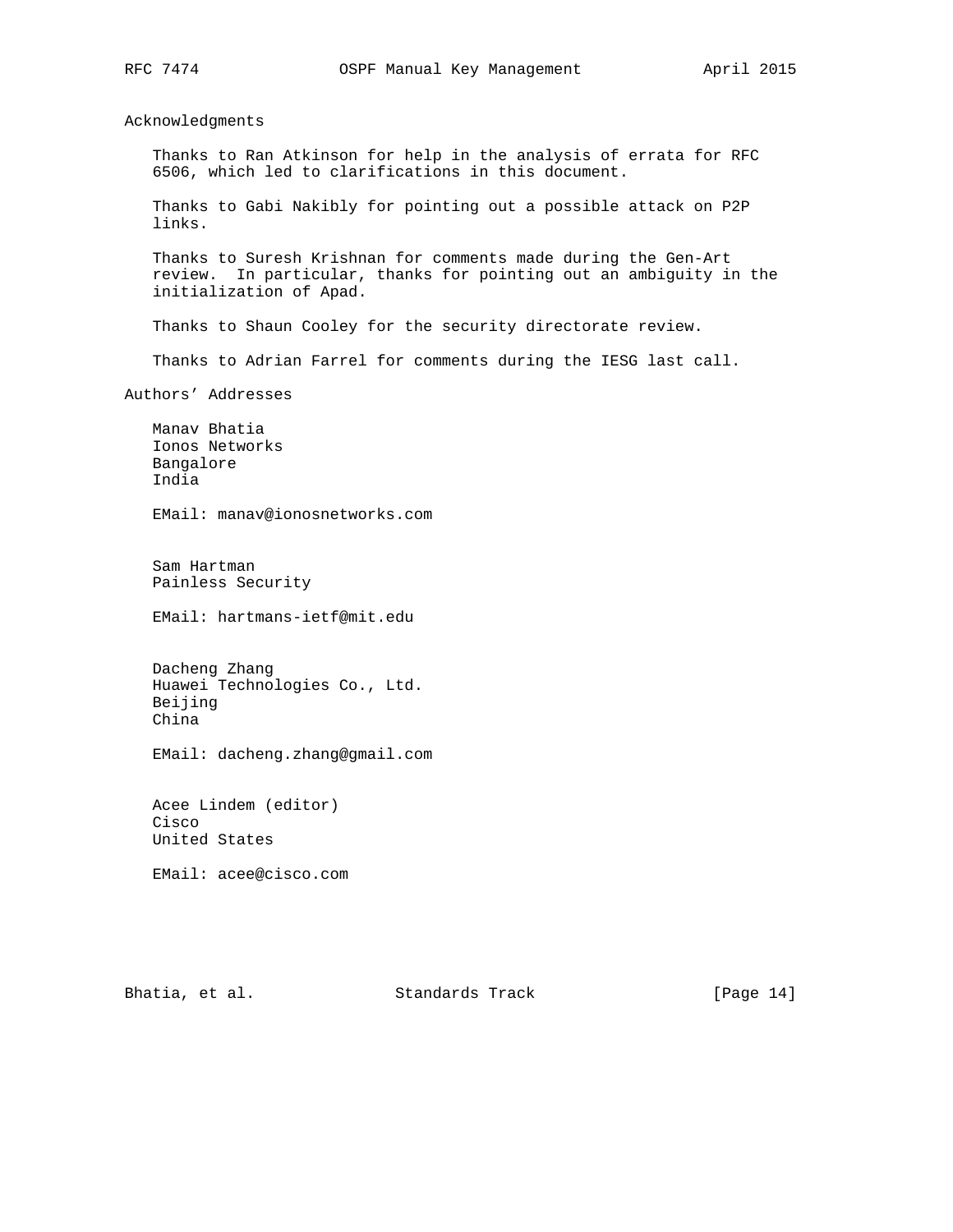## Acknowledgments

Thanks to Ran Atkinson for help in the analysis of errata for RFC 6506, which led to clarifications in this document.

Thanks to Gabi Nakibly for pointing out a possible attack on P2P links.

Thanks to Suresh Krishnan for comments made during the Gen-Art review. In particular, thanks for pointing out an ambiguity in the initialization of Apad.

Thanks to Shaun Cooley for the security directorate review.

Thanks to Adrian Farrel for comments during the IESG last call.

## Authors' Addresses

Manav Bhatia
Ionos Networks
Bangalore
India

EMail: manav@ionosnetworks.com

Sam Hartman
Painless Security

EMail: hartmans-ietf@mit.edu

Dacheng Zhang
Huawei Technologies Co., Ltd.
Beijing
China

EMail: dacheng.zhang@gmail.com

Acee Lindem (editor)
Cisco
United States

EMail: acee@cisco.com